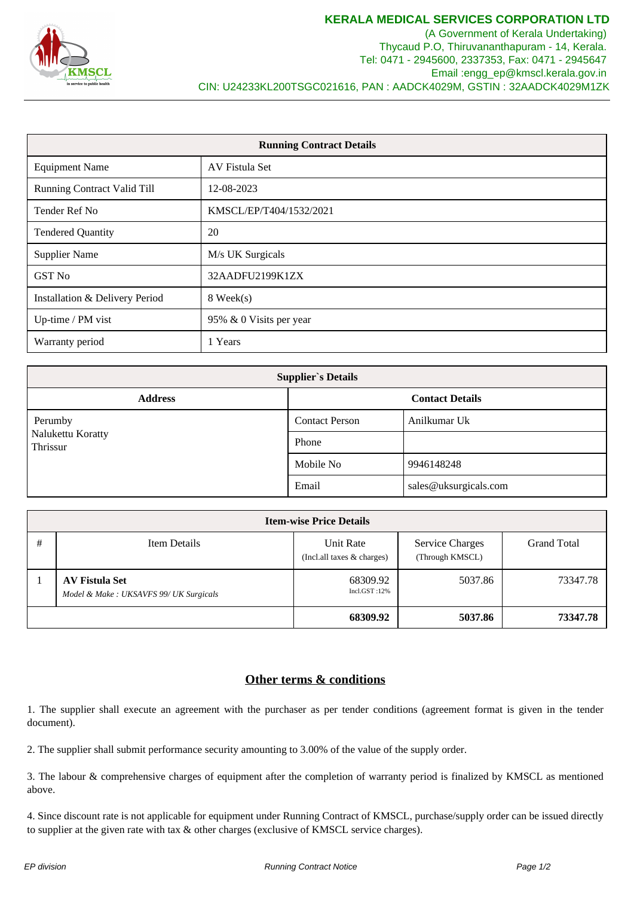**KERALA MEDICAL SERVICES CORPORATION LTD**
(A Government of Kerala Undertaking)
Thycaud P.O, Thiruvananthapuram - 14, Kerala.
Tel: 0471 - 2945600, 2337353, Fax: 0471 - 2945647
Email :engg_ep@kmscl.kerala.gov.in
CIN: U24233KL200TSGC021616, PAN : AADCK4029M, GSTIN : 32AADCK4029M1ZK

| **Running Contract Details** | |
|---|---|
| Equipment Name | AV Fistula Set |
| Running Contract Valid Till | 12-08-2023 |
| Tender Ref No | KMSCL/EP/T404/1532/2021 |
| Tendered Quantity | 20 |
| Supplier Name | M/s UK Surgicals |
| GST No | 32AADFU2199K1ZX |
| Installation & Delivery Period | 8 Week(s) |
| Up-time / PM vist | 95% & 0 Visits per year |
| Warranty period | 1 Years |

| **Supplier`s Details** | | |
|---|---|---|
| **Address** | **Contact Details** | |
| Perumby<br>Nalukettu Koratty<br>Thrissur | Contact Person | Anilkumar Uk |
| | Phone | |
| | Mobile No | 9946148248 |
| | Email | sales@uksurgicals.com |

| # | Item Details | Unit Rate (Incl.all taxes & charges) | Service Charges (Through KMSCL) | Grand Total |
|---|---|---|---|---|
| 1 | **AV Fistula Set**<br>*Model & Make : UKSAVFS 99/ UK Surgicals* | 68309.92<br>Incl.GST :12% | 5037.86 | 73347.78 |
| | | **68309.92** | **5037.86** | **73347.78** |

## Other terms & conditions

1. The supplier shall execute an agreement with the purchaser as per tender conditions (agreement format is given in the tender document).

2. The supplier shall submit performance security amounting to 3.00% of the value of the supply order.

3. The labour & comprehensive charges of equipment after the completion of warranty period is finalized by KMSCL as mentioned above.

4. Since discount rate is not applicable for equipment under Running Contract of KMSCL, purchase/supply order can be issued directly to supplier at the given rate with tax & other charges (exclusive of KMSCL service charges).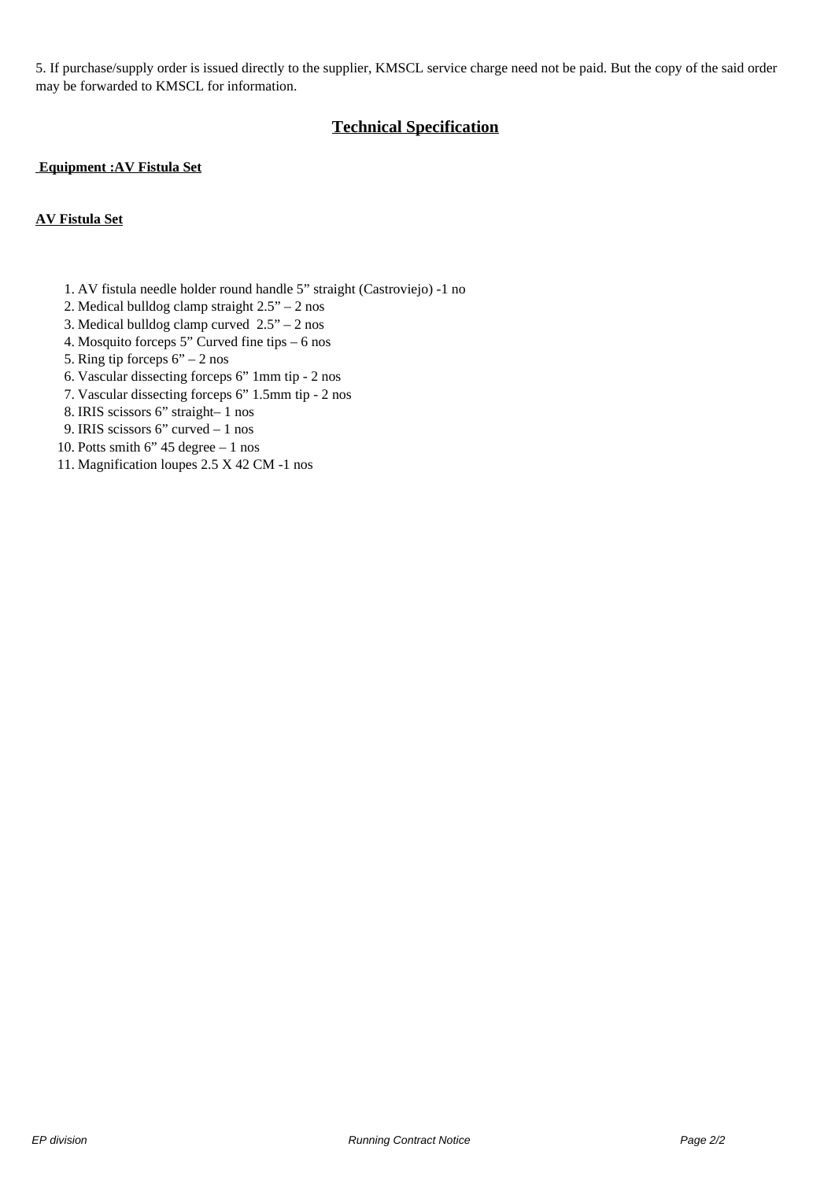5. If purchase/supply order is issued directly to the supplier, KMSCL service charge need not be paid. But the copy of the said order may be forwarded to KMSCL for information.

## Technical Specification

**Equipment :AV Fistula Set**

**AV Fistula Set**

1. AV fistula needle holder round handle 5” straight (Castroviejo) -1 no
2. Medical bulldog clamp straight 2.5” – 2 nos
3. Medical bulldog clamp curved 2.5” – 2 nos
4. Mosquito forceps 5” Curved fine tips – 6 nos
5. Ring tip forceps 6” – 2 nos
6. Vascular dissecting forceps 6” 1mm tip - 2 nos
7. Vascular dissecting forceps 6” 1.5mm tip - 2 nos
8. IRIS scissors 6” straight– 1 nos
9. IRIS scissors 6” curved – 1 nos
10. Potts smith 6” 45 degree – 1 nos
11. Magnification loupes 2.5 X 42 CM -1 nos